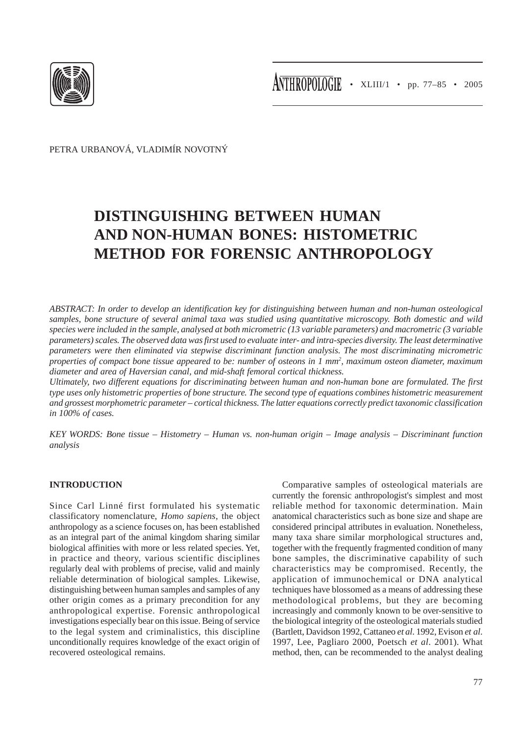PETRA URBANOVÁ, VLADIMÍR NOVOTNÝ

# DISTINGUISHING BETWEEN HUMAN AND NON-HUMAN BONES: HISTOMETRIC METHOD FOR FORENSIC ANTHROPOLOGY

*ABSTRACT: In order to develop an identification key for distinguishing between human and non-human osteological samples, bone structure of several animal taxa was studied using quantitative microscopy. Both domestic and wild species were included in the sample, analysed at both micrometric (13 variable parameters) and macrometric (3 variable parameters) scales. The observed data was first used to evaluate inter- and intra-species diversity. The least determinative parameters were then eliminated via stepwise discriminant function analysis. The most discriminating micrometric properties of compact bone tissue appeared to be: number of osteons in 1 mm$^2$, maximum osteon diameter, maximum diameter and area of Haversian canal, and mid-shaft femoral cortical thickness.*

*Ultimately, two different equations for discriminating between human and non-human bone are formulated. The first type uses only histometric properties of bone structure. The second type of equations combines histometric measurement and grossest morphometric parameter – cortical thickness. The latter equations correctly predict taxonomic classification in 100% of cases.*

*KEY WORDS: Bone tissue – Histometry – Human vs. non-human origin – Image analysis – Discriminant function analysis*

## INTRODUCTION

Since Carl Linné first formulated his systematic classificatory nomenclature, *Homo sapiens*, the object anthropology as a science focuses on, has been established as an integral part of the animal kingdom sharing similar biological affinities with more or less related species. Yet, in practice and theory, various scientific disciplines regularly deal with problems of precise, valid and mainly reliable determination of biological samples. Likewise, distinguishing between human samples and samples of any other origin comes as a primary precondition for any anthropological expertise. Forensic anthropological investigations especially bear on this issue. Being of service to the legal system and criminalistics, this discipline unconditionally requires knowledge of the exact origin of recovered osteological remains.

Comparative samples of osteological materials are currently the forensic anthropologist's simplest and most reliable method for taxonomic determination. Main anatomical characteristics such as bone size and shape are considered principal attributes in evaluation. Nonetheless, many taxa share similar morphological structures and, together with the frequently fragmented condition of many bone samples, the discriminative capability of such characteristics may be compromised. Recently, the application of immunochemical or DNA analytical techniques have blossomed as a means of addressing these methodological problems, but they are becoming increasingly and commonly known to be over-sensitive to the biological integrity of the osteological materials studied (Bartlett, Davidson 1992, Cattaneo *et al.* 1992, Evison *et al.* 1997, Lee, Pagliaro 2000, Poetsch *et al*. 2001). What method, then, can be recommended to the analyst dealing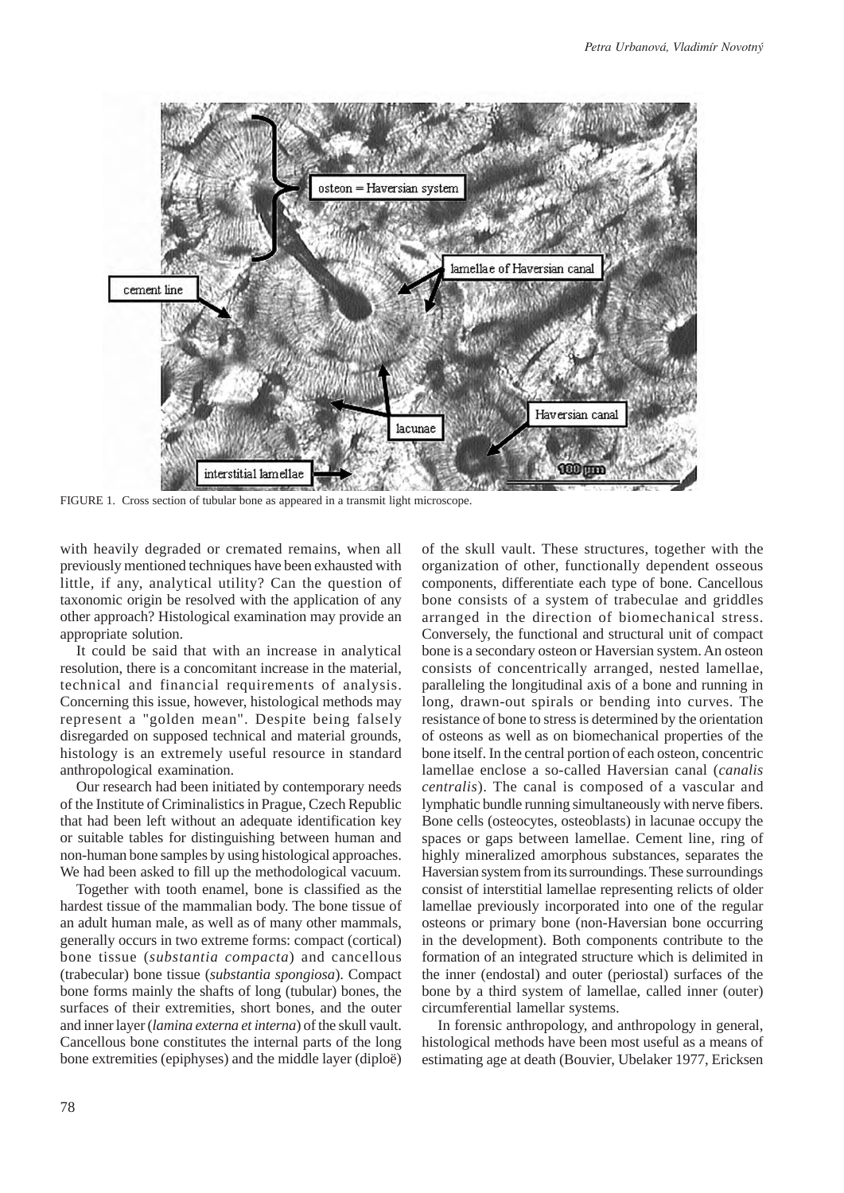FIGURE 1. Cross section of tubular bone as appeared in a transmit light microscope.

with heavily degraded or cremated remains, when all previously mentioned techniques have been exhausted with little, if any, analytical utility? Can the question of taxonomic origin be resolved with the application of any other approach? Histological examination may provide an appropriate solution.

It could be said that with an increase in analytical resolution, there is a concomitant increase in the material, technical and financial requirements of analysis. Concerning this issue, however, histological methods may represent a "golden mean". Despite being falsely disregarded on supposed technical and material grounds, histology is an extremely useful resource in standard anthropological examination.

Our research had been initiated by contemporary needs of the Institute of Criminalistics in Prague, Czech Republic that had been left without an adequate identification key or suitable tables for distinguishing between human and non-human bone samples by using histological approaches. We had been asked to fill up the methodological vacuum.

Together with tooth enamel, bone is classified as the hardest tissue of the mammalian body. The bone tissue of an adult human male, as well as of many other mammals, generally occurs in two extreme forms: compact (cortical) bone tissue (*substantia compacta*) and cancellous (trabecular) bone tissue (*substantia spongiosa*). Compact bone forms mainly the shafts of long (tubular) bones, the surfaces of their extremities, short bones, and the outer and inner layer (*lamina externa et interna*) of the skull vault. Cancellous bone constitutes the internal parts of the long bone extremities (epiphyses) and the middle layer (diploë) of the skull vault. These structures, together with the organization of other, functionally dependent osseous components, differentiate each type of bone. Cancellous bone consists of a system of trabeculae and griddles arranged in the direction of biomechanical stress. Conversely, the functional and structural unit of compact bone is a secondary osteon or Haversian system. An osteon consists of concentrically arranged, nested lamellae, paralleling the longitudinal axis of a bone and running in long, drawn-out spirals or bending into curves. The resistance of bone to stress is determined by the orientation of osteons as well as on biomechanical properties of the bone itself. In the central portion of each osteon, concentric lamellae enclose a so-called Haversian canal (*canalis centralis*). The canal is composed of a vascular and lymphatic bundle running simultaneously with nerve fibers. Bone cells (osteocytes, osteoblasts) in lacunae occupy the spaces or gaps between lamellae. Cement line, ring of highly mineralized amorphous substances, separates the Haversian system from its surroundings. These surroundings consist of interstitial lamellae representing relicts of older lamellae previously incorporated into one of the regular osteons or primary bone (non-Haversian bone occurring in the development). Both components contribute to the formation of an integrated structure which is delimited in the inner (endostal) and outer (periostal) surfaces of the bone by a third system of lamellae, called inner (outer) circumferential lamellar systems.

In forensic anthropology, and anthropology in general, histological methods have been most useful as a means of estimating age at death (Bouvier, Ubelaker 1977, Ericksen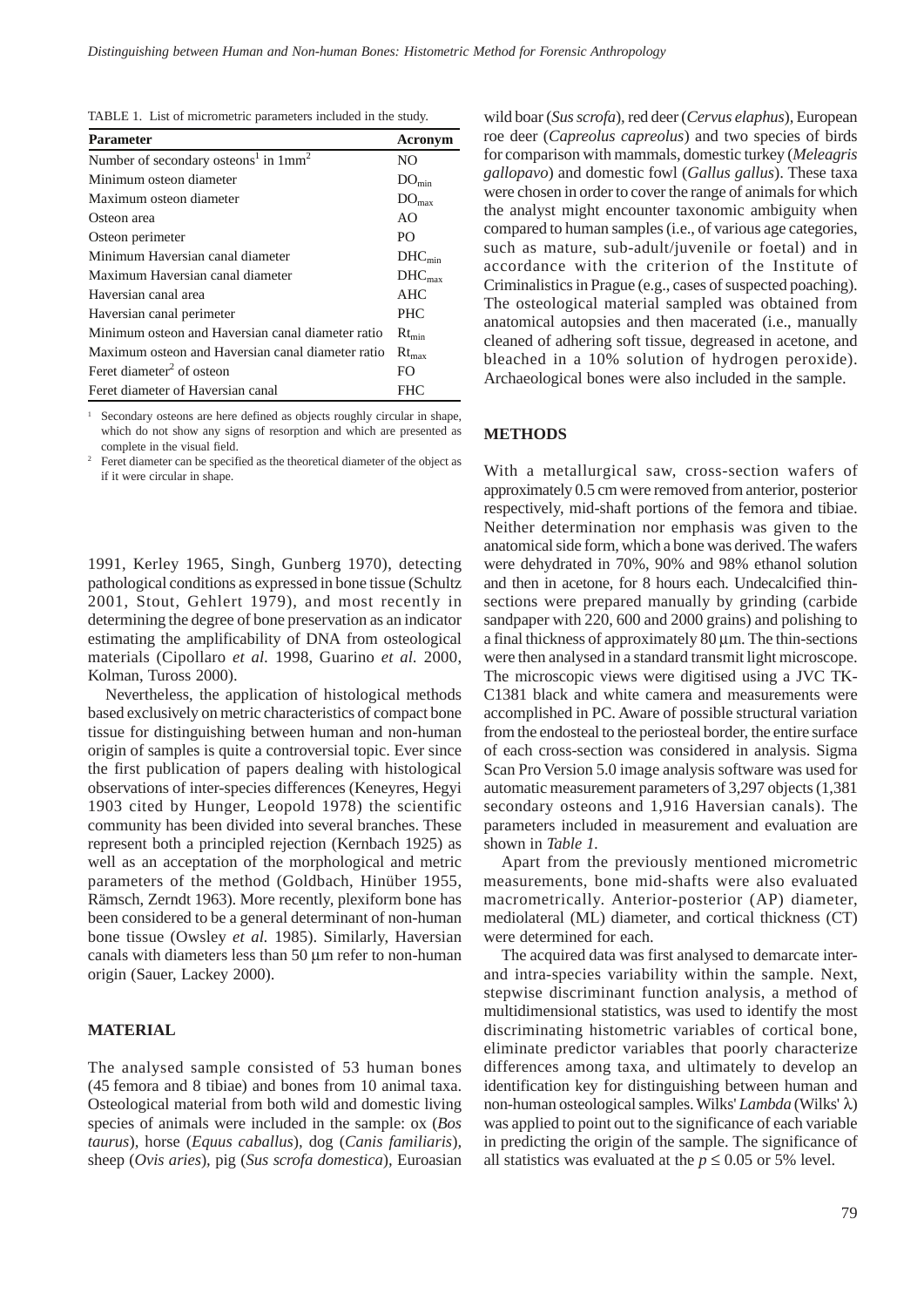TABLE 1. List of micrometric parameters included in the study.

| Parameter | Acronym |
|---|---|
| Number of secondary osteons[1] in 1mm$^2$ | NO |
| Minimum osteon diameter | $DO_{min}$ |
| Maximum osteon diameter | $DO_{max}$ |
| Osteon area | AO |
| Osteon perimeter | PO |
| Minimum Haversian canal diameter | $DHC_{min}$ |
| Maximum Haversian canal diameter | $DHC_{max}$ |
| Haversian canal area | AHC |
| Haversian canal perimeter | PHC |
| Minimum osteon and Haversian canal diameter ratio | $Rt_{min}$ |
| Maximum osteon and Haversian canal diameter ratio | $Rt_{max}$ |
| Feret diameter[2] of osteon | FO |
| Feret diameter of Haversian canal | FHC |

[1] Secondary osteons are here defined as objects roughly circular in shape, which do not show any signs of resorption and which are presented as complete in the visual field.

[2] Feret diameter can be specified as the theoretical diameter of the object as if it were circular in shape.

1991, Kerley 1965, Singh, Gunberg 1970), detecting pathological conditions as expressed in bone tissue (Schultz 2001, Stout, Gehlert 1979), and most recently in determining the degree of bone preservation as an indicator estimating the amplificability of DNA from osteological materials (Cipollaro *et al.* 1998, Guarino *et al.* 2000, Kolman, Tuross 2000).

Nevertheless, the application of histological methods based exclusively on metric characteristics of compact bone tissue for distinguishing between human and non-human origin of samples is quite a controversial topic. Ever since the first publication of papers dealing with histological observations of inter-species differences (Keneyres, Hegyi 1903 cited by Hunger, Leopold 1978) the scientific community has been divided into several branches. These represent both a principled rejection (Kernbach 1925) as well as an acceptation of the morphological and metric parameters of the method (Goldbach, Hinüber 1955, Rämsch, Zerndt 1963). More recently, plexiform bone has been considered to be a general determinant of non-human bone tissue (Owsley *et al.* 1985). Similarly, Haversian canals with diameters less than 50 μm refer to non-human origin (Sauer, Lackey 2000).

## MATERIAL

The analysed sample consisted of 53 human bones (45 femora and 8 tibiae) and bones from 10 animal taxa. Osteological material from both wild and domestic living species of animals were included in the sample: ox (*Bos taurus*), horse (*Equus caballus*), dog (*Canis familiaris*), sheep (*Ovis aries*), pig (*Sus scrofa domestica*), Euroasian wild boar (*Sus scrofa*), red deer (*Cervus elaphus*), European roe deer (*Capreolus capreolus*) and two species of birds for comparison with mammals, domestic turkey (*Meleagris gallopavo*) and domestic fowl (*Gallus gallus*). These taxa were chosen in order to cover the range of animals for which the analyst might encounter taxonomic ambiguity when compared to human samples (i.e., of various age categories, such as mature, sub-adult/juvenile or foetal) and in accordance with the criterion of the Institute of Criminalistics in Prague (e.g., cases of suspected poaching). The osteological material sampled was obtained from anatomical autopsies and then macerated (i.e., manually cleaned of adhering soft tissue, degreased in acetone, and bleached in a 10% solution of hydrogen peroxide). Archaeological bones were also included in the sample.

## METHODS

With a metallurgical saw, cross-section wafers of approximately 0.5 cm were removed from anterior, posterior respectively, mid-shaft portions of the femora and tibiae. Neither determination nor emphasis was given to the anatomical side form, which a bone was derived. The wafers were dehydrated in 70%, 90% and 98% ethanol solution and then in acetone, for 8 hours each. Undecalcified thin-sections were prepared manually by grinding (carbide sandpaper with 220, 600 and 2000 grains) and polishing to a final thickness of approximately 80 μm. The thin-sections were then analysed in a standard transmit light microscope. The microscopic views were digitised using a JVC TK-C1381 black and white camera and measurements were accomplished in PC. Aware of possible structural variation from the endosteal to the periosteal border, the entire surface of each cross-section was considered in analysis. Sigma Scan Pro Version 5.0 image analysis software was used for automatic measurement parameters of 3,297 objects (1,381 secondary osteons and 1,916 Haversian canals). The parameters included in measurement and evaluation are shown in *Table 1.*

Apart from the previously mentioned micrometric measurements, bone mid-shafts were also evaluated macrometrically. Anterior-posterior (AP) diameter, mediolateral (ML) diameter, and cortical thickness (CT) were determined for each.

The acquired data was first analysed to demarcate inter- and intra-species variability within the sample. Next, stepwise discriminant function analysis, a method of multidimensional statistics, was used to identify the most discriminating histometric variables of cortical bone, eliminate predictor variables that poorly characterize differences among taxa, and ultimately to develop an identification key for distinguishing between human and non-human osteological samples. Wilks' *Lambda* (Wilks' $\lambda$) was applied to point out to the significance of each variable in predicting the origin of the sample. The significance of all statistics was evaluated at the $p \leq 0.05$ or 5% level.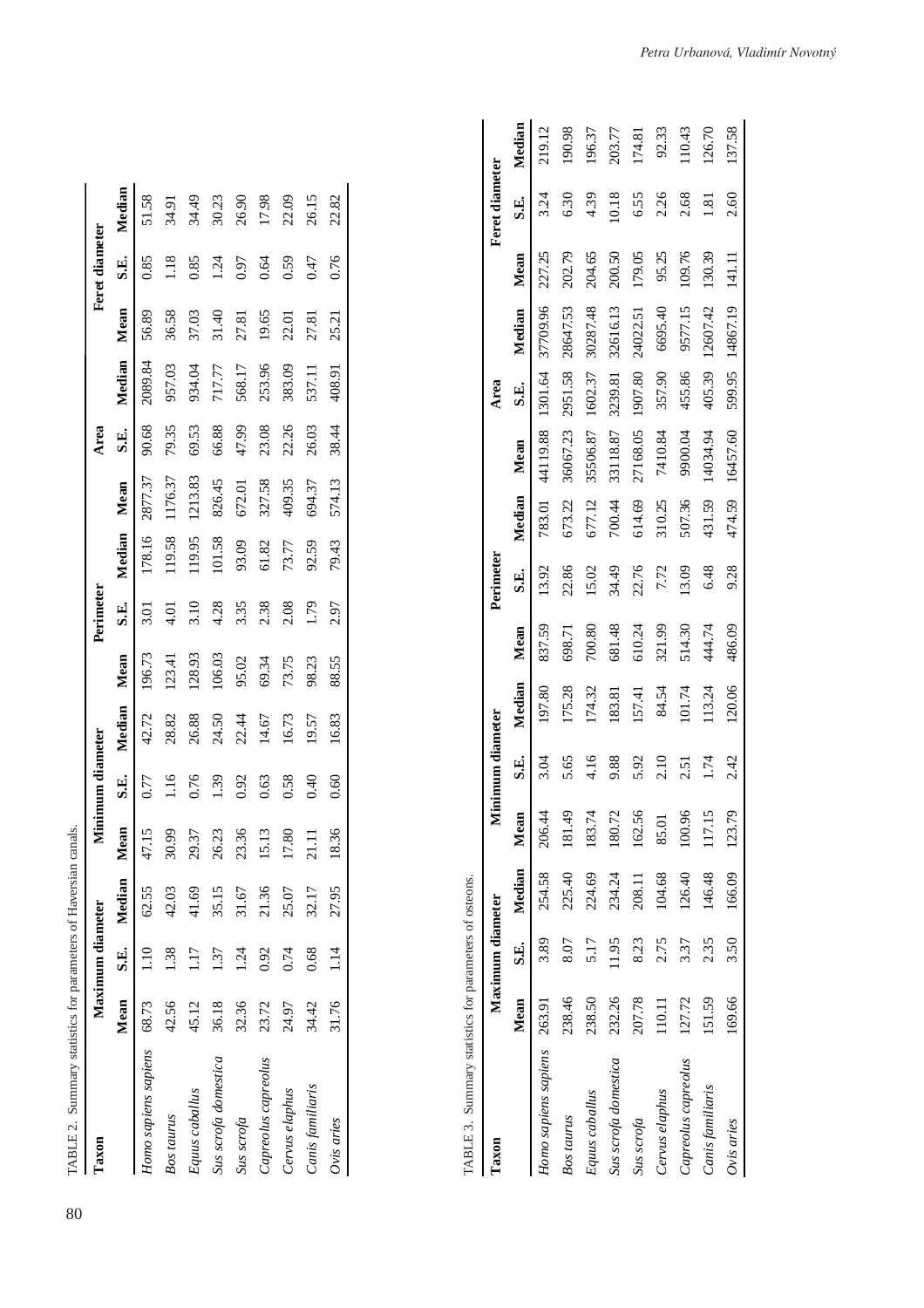TABLE 2. Summary statistics for parameters of Haversian canals.

| Taxon | Maximum diameter | | | Minimum diameter | | | Perimeter | | | Area | | | Feret diameter | | |
|---|---|---|---|---|---|---|---|---|---|---|---|---|---|---|---|
| | Mean | S.E. | Median | Mean | S.E. | Median | Mean | S.E. | Median | Mean | S.E. | Median | Mean | S.E. | Median |
| *Homo sapiens sapiens* | 68.73 | 1.10 | 62.55 | 47.15 | 0.77 | 42.72 | 196.73 | 3.01 | 178.16 | 2877.37 | 90.68 | 2089.84 | 56.89 | 0.85 | 51.58 |
| *Bos taurus* | 42.56 | 1.38 | 42.03 | 30.99 | 1.16 | 28.82 | 123.41 | 4.01 | 119.58 | 1176.37 | 79.35 | 957.03 | 36.58 | 1.18 | 34.91 |
| *Equus caballus* | 45.12 | 1.17 | 41.69 | 29.37 | 0.76 | 26.88 | 128.93 | 3.10 | 119.95 | 1213.83 | 69.53 | 934.04 | 37.03 | 0.85 | 34.49 |
| *Sus scrofa domestica* | 36.18 | 1.37 | 35.15 | 26.23 | 1.39 | 24.50 | 106.03 | 4.28 | 101.58 | 826.45 | 66.88 | 717.77 | 31.40 | 1.24 | 30.23 |
| *Sus scrofa* | 32.36 | 1.24 | 31.67 | 23.36 | 0.92 | 22.44 | 95.02 | 3.35 | 93.09 | 672.01 | 47.99 | 568.17 | 27.81 | 0.97 | 26.90 |
| *Capreolus capreolus* | 23.72 | 0.92 | 21.36 | 15.13 | 0.63 | 14.67 | 69.34 | 2.38 | 61.82 | 327.58 | 23.08 | 253.96 | 19.65 | 0.64 | 17.98 |
| *Cervus elaphus* | 24.97 | 0.74 | 25.07 | 17.80 | 0.58 | 16.73 | 73.75 | 2.08 | 73.77 | 409.35 | 22.26 | 383.09 | 22.01 | 0.59 | 22.09 |
| *Canis familiaris* | 34.42 | 0.68 | 32.17 | 21.11 | 0.40 | 19.57 | 98.23 | 1.79 | 92.59 | 694.37 | 26.03 | 537.11 | 27.81 | 0.47 | 26.15 |
| *Ovis aries* | 31.76 | 1.14 | 27.95 | 18.36 | 0.60 | 16.83 | 88.55 | 2.97 | 79.43 | 574.13 | 38.44 | 408.91 | 25.21 | 0.76 | 22.82 |

TABLE 3. Summary statistics for parameters of osteons.

| Taxon | Maximum diameter | | | Minimum diameter | | | Perimeter | | | Area | | | Feret diameter | | |
|---|---|---|---|---|---|---|---|---|---|---|---|---|---|---|---|
| | Mean | S.E. | Median | Mean | S.E. | Median | Mean | S.E. | Median | Mean | S.E. | Median | Mean | S.E. | Median |
| *Homo sapiens sapiens* | 263.91 | 3.89 | 254.58 | 206.44 | 3.04 | 197.80 | 837.59 | 13.92 | 783.01 | 44119.88 | 1301.64 | 37709.96 | 227.25 | 3.24 | 219.12 |
| *Bos taurus* | 238.46 | 8.07 | 225.40 | 181.49 | 5.65 | 175.28 | 698.71 | 22.86 | 673.22 | 36067.23 | 2951.58 | 28647.53 | 202.79 | 6.30 | 190.98 |
| *Equus caballus* | 238.50 | 5.17 | 224.69 | 183.74 | 4.16 | 174.32 | 700.80 | 15.02 | 677.12 | 35506.87 | 1602.37 | 30287.48 | 204.65 | 4.39 | 196.37 |
| *Sus scrofa domestica* | 232.26 | 11.95 | 234.24 | 180.72 | 9.88 | 183.81 | 681.48 | 34.49 | 700.44 | 33118.87 | 3239.81 | 32616.13 | 200.50 | 10.18 | 203.77 |
| *Sus scrofa* | 207.78 | 8.23 | 208.11 | 162.56 | 5.92 | 157.41 | 610.24 | 22.76 | 614.69 | 27168.05 | 1907.80 | 24022.51 | 179.05 | 6.55 | 174.81 |
| *Cervus elaphus* | 110.11 | 2.75 | 104.68 | 85.01 | 2.10 | 84.54 | 321.99 | 7.72 | 310.25 | 7410.84 | 357.90 | 6695.40 | 95.25 | 2.26 | 92.33 |
| *Capreolus capreolus* | 127.72 | 3.37 | 126.40 | 100.96 | 2.51 | 101.74 | 514.30 | 13.09 | 507.36 | 9900.04 | 455.86 | 9577.15 | 109.76 | 2.68 | 110.43 |
| *Canis familiaris* | 151.59 | 2.35 | 146.48 | 117.15 | 1.74 | 113.24 | 444.74 | 6.48 | 431.59 | 14034.94 | 405.39 | 12607.42 | 130.39 | 1.81 | 126.70 |
| *Ovis aries* | 169.66 | 3.50 | 166.09 | 123.79 | 2.42 | 120.06 | 486.09 | 9.28 | 474.59 | 16457.60 | 599.95 | 14867.19 | 141.11 | 2.60 | 137.58 |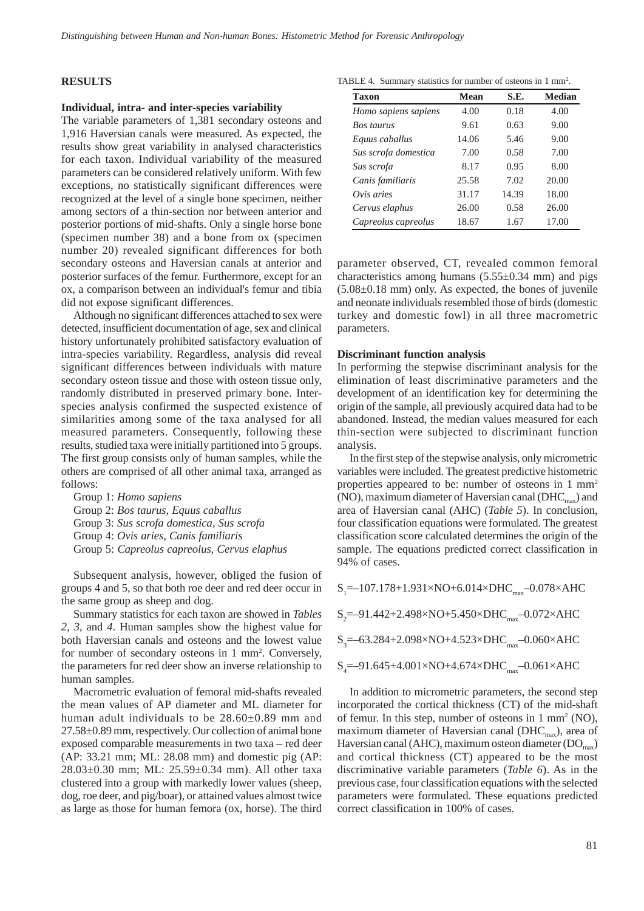## RESULTS

### Individual, intra- and inter-species variability

The variable parameters of 1,381 secondary osteons and 1,916 Haversian canals were measured. As expected, the results show great variability in analysed characteristics for each taxon. Individual variability of the measured parameters can be considered relatively uniform. With few exceptions, no statistically significant differences were recognized at the level of a single bone specimen, neither among sectors of a thin-section nor between anterior and posterior portions of mid-shafts. Only a single horse bone (specimen number 38) and a bone from ox (specimen number 20) revealed significant differences for both secondary osteons and Haversian canals at anterior and posterior surfaces of the femur. Furthermore, except for an ox, a comparison between an individual's femur and tibia did not expose significant differences.

Although no significant differences attached to sex were detected, insufficient documentation of age, sex and clinical history unfortunately prohibited satisfactory evaluation of intra-species variability. Regardless, analysis did reveal significant differences between individuals with mature secondary osteon tissue and those with osteon tissue only, randomly distributed in preserved primary bone. Inter-species analysis confirmed the suspected existence of similarities among some of the taxa analysed for all measured parameters. Consequently, following these results, studied taxa were initially partitioned into 5 groups. The first group consists only of human samples, while the others are comprised of all other animal taxa, arranged as follows:

Group 1: *Homo sapiens*
Group 2: *Bos taurus, Equus caballus*
Group 3: *Sus scrofa domestica, Sus scrofa*
Group 4: *Ovis aries, Canis familiaris*
Group 5: *Capreolus capreolus, Cervus elaphus*

Subsequent analysis, however, obliged the fusion of groups 4 and 5, so that both roe deer and red deer occur in the same group as sheep and dog.

Summary statistics for each taxon are showed in *Tables 2, 3*, and *4*. Human samples show the highest value for both Haversian canals and osteons and the lowest value for number of secondary osteons in 1 mm$^2$. Conversely, the parameters for red deer show an inverse relationship to human samples.

Macrometric evaluation of femoral mid-shafts revealed the mean values of AP diameter and ML diameter for human adult individuals to be 28.60±0.89 mm and 27.58±0.89 mm, respectively. Our collection of animal bone exposed comparable measurements in two taxa – red deer (AP: 33.21 mm; ML: 28.08 mm) and domestic pig (AP: 28.03±0.30 mm; ML: 25.59±0.34 mm). All other taxa clustered into a group with markedly lower values (sheep, dog, roe deer, and pig/boar), or attained values almost twice as large as those for human femora (ox, horse). The third parameter observed, CT, revealed common femoral characteristics among humans (5.55±0.34 mm) and pigs (5.08±0.18 mm) only. As expected, the bones of juvenile and neonate individuals resembled those of birds (domestic turkey and domestic fowl) in all three macrometric parameters.

TABLE 4. Summary statistics for number of osteons in 1 mm$^2$.

| Taxon | Mean | S.E. | Median |
|---|---|---|---|
| *Homo sapiens sapiens* | 4.00 | 0.18 | 4.00 |
| *Bos taurus* | 9.61 | 0.63 | 9.00 |
| *Equus caballus* | 14.06 | 5.46 | 9.00 |
| *Sus scrofa domestica* | 7.00 | 0.58 | 7.00 |
| *Sus scrofa* | 8.17 | 0.95 | 8.00 |
| *Canis familiaris* | 25.58 | 7.02 | 20.00 |
| *Ovis aries* | 31.17 | 14.39 | 18.00 |
| *Cervus elaphus* | 26.00 | 0.58 | 26.00 |
| *Capreolus capreolus* | 18.67 | 1.67 | 17.00 |

### Discriminant function analysis

In performing the stepwise discriminant analysis for the elimination of least discriminative parameters and the development of an identification key for determining the origin of the sample, all previously acquired data had to be abandoned. Instead, the median values measured for each thin-section were subjected to discriminant function analysis.

In the first step of the stepwise analysis, only micrometric variables were included. The greatest predictive histometric properties appeared to be: number of osteons in 1 mm$^2$ (NO), maximum diameter of Haversian canal ($DHC_{max}$) and area of Haversian canal (AHC) (*Table 5*). In conclusion, four classification equations were formulated. The greatest classification score calculated determines the origin of the sample. The equations predicted correct classification in 94% of cases.

$$S_1 = -107.178 + 1.931 \times NO + 6.014 \times DHC_{max} - 0.078 \times AHC$$

$$S_2 = -91.442 + 2.498 \times NO + 5.450 \times DHC_{max} - 0.072 \times AHC$$

$$S_3 = -63.284 + 2.098 \times NO + 4.523 \times DHC_{max} - 0.060 \times AHC$$

$$S_4 = -91.645 + 4.001 \times NO + 4.674 \times DHC_{max} - 0.061 \times AHC$$

In addition to micrometric parameters, the second step incorporated the cortical thickness (CT) of the mid-shaft of femur. In this step, number of osteons in 1 mm$^2$ (NO), maximum diameter of Haversian canal ($DHC_{max}$), area of Haversian canal (AHC), maximum osteon diameter ($DO_{max}$) and cortical thickness (CT) appeared to be the most discriminative variable parameters (*Table 6*). As in the previous case, four classification equations with the selected parameters were formulated. These equations predicted correct classification in 100% of cases.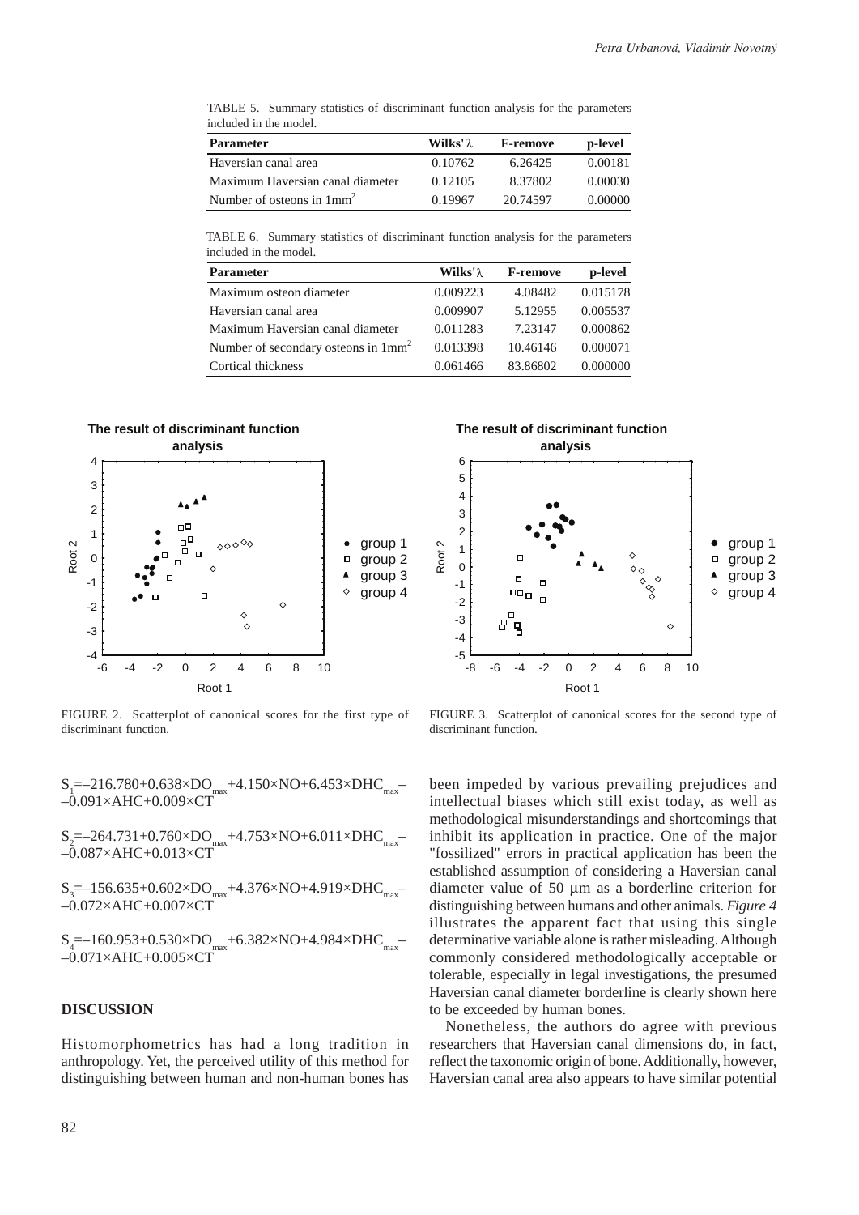TABLE 5. Summary statistics of discriminant function analysis for the parameters included in the model.

| Parameter | Wilks' λ | F-remove | p-level |
|---|---|---|---|
| Haversian canal area | 0.10762 | 6.26425 | 0.00181 |
| Maximum Haversian canal diameter | 0.12105 | 8.37802 | 0.00030 |
| Number of osteons in $1mm^2$ | 0.19967 | 20.74597 | 0.00000 |

TABLE 6. Summary statistics of discriminant function analysis for the parameters included in the model.

| Parameter | Wilks' λ | F-remove | p-level |
|---|---|---|---|
| Maximum osteon diameter | 0.009223 | 4.08482 | 0.015178 |
| Haversian canal area | 0.009907 | 5.12955 | 0.005537 |
| Maximum Haversian canal diameter | 0.011283 | 7.23147 | 0.000862 |
| Number of secondary osteons in $1mm^2$ | 0.013398 | 10.46146 | 0.000071 |
| Cortical thickness | 0.061466 | 83.86802 | 0.000000 |

FIGURE 2. Scatterplot of canonical scores for the first type of discriminant function.

FIGURE 3. Scatterplot of canonical scores for the second type of discriminant function.

$S_1$=–216.780+0.638×$DO_{max}$+4.150×NO+6.453×$DHC_{max}$––0.091×AHC+0.009×CT

$S_2$=–264.731+0.760×$DO_{max}$+4.753×NO+6.011×$DHC_{max}$––0.087×AHC+0.013×CT

$S_3$=–156.635+0.602×$DO_{max}$+4.376×NO+4.919×$DHC_{max}$––0.072×AHC+0.007×CT

$S_4$=–160.953+0.530×$DO_{max}$+6.382×NO+4.984×$DHC_{max}$––0.071×AHC+0.005×CT

## DISCUSSION

Histomorphometrics has had a long tradition in anthropology. Yet, the perceived utility of this method for distinguishing between human and non-human bones has been impeded by various prevailing prejudices and intellectual biases which still exist today, as well as methodological misunderstandings and shortcomings that inhibit its application in practice. One of the major "fossilized" errors in practical application has been the established assumption of considering a Haversian canal diameter value of 50 μm as a borderline criterion for distinguishing between humans and other animals. *Figure 4* illustrates the apparent fact that using this single determinative variable alone is rather misleading. Although commonly considered methodologically acceptable or tolerable, especially in legal investigations, the presumed Haversian canal diameter borderline is clearly shown here to be exceeded by human bones.

Nonetheless, the authors do agree with previous researchers that Haversian canal dimensions do, in fact, reflect the taxonomic origin of bone. Additionally, however, Haversian canal area also appears to have similar potential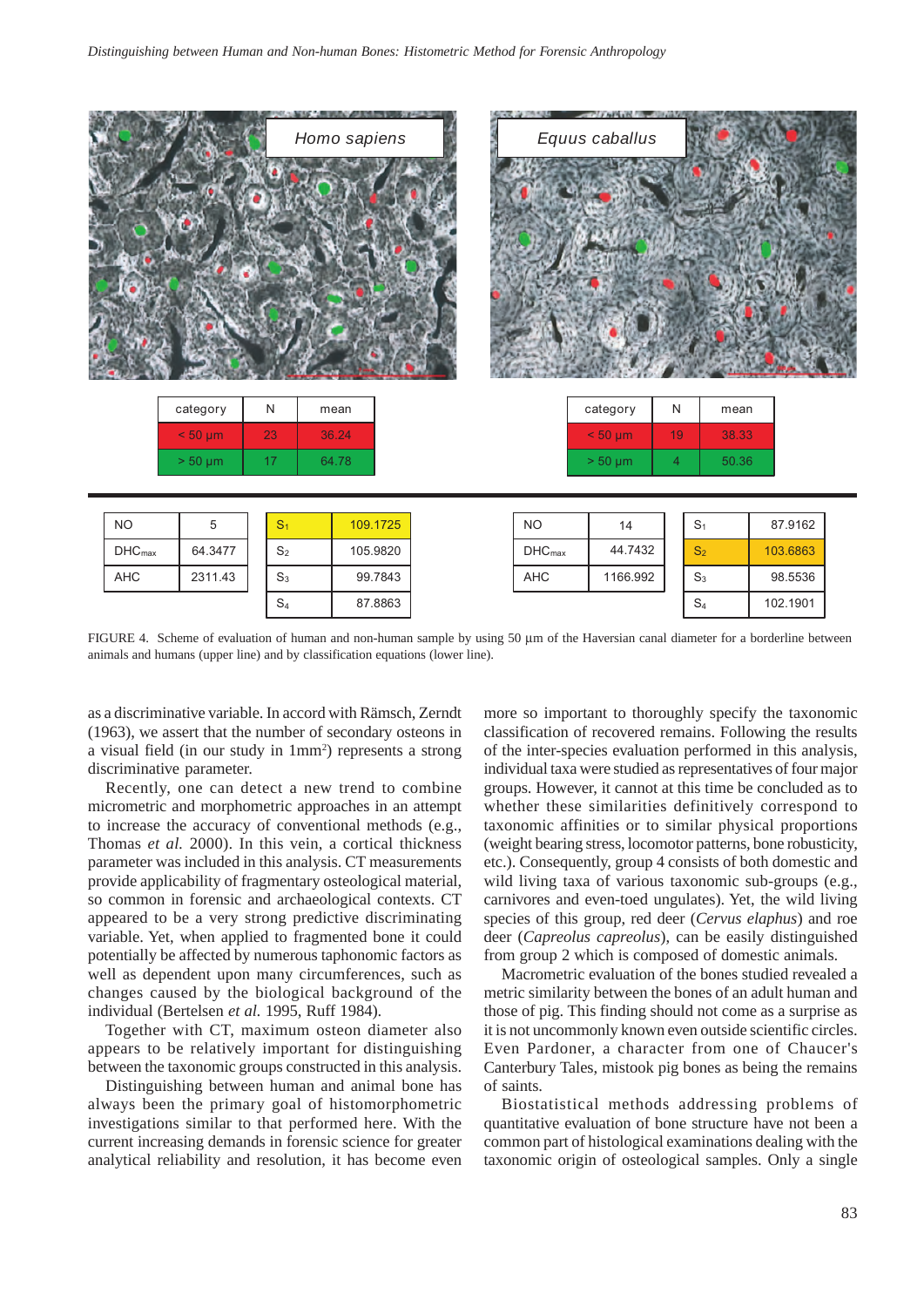| category | N | mean |
|---|---|---|
| < 50 µm | 23 | 36.24 |
| > 50 µm | 17 | 64.78 |

| category | N | mean |
|---|---|---|
| < 50 µm | 19 | 38.33 |
| > 50 µm | 4 | 50.36 |

| NO | 5 |
|---|---|
| $DHC_{max}$ | 64.3477 |
| AHC | 2311.43 |

| $S_1$ | 109.1725 |
|---|---|
| $S_2$ | 105.9820 |
| $S_3$ | 99.7843 |
| $S_4$ | 87.8863 |

| NO | 14 |
|---|---|
| $DHC_{max}$ | 44.7432 |
| AHC | 1166.992 |

| $S_1$ | 87.9162 |
|---|---|
| $S_2$ | 103.6863 |
| $S_3$ | 98.5536 |
| $S_4$ | 102.1901 |

FIGURE 4. Scheme of evaluation of human and non-human sample by using 50 µm of the Haversian canal diameter for a borderline between animals and humans (upper line) and by classification equations (lower line).

as a discriminative variable. In accord with Rämsch, Zerndt (1963), we assert that the number of secondary osteons in a visual field (in our study in 1mm$^2$) represents a strong discriminative parameter.

Recently, one can detect a new trend to combine micrometric and morphometric approaches in an attempt to increase the accuracy of conventional methods (e.g., Thomas *et al.* 2000). In this vein, a cortical thickness parameter was included in this analysis. CT measurements provide applicability of fragmentary osteological material, so common in forensic and archaeological contexts. CT appeared to be a very strong predictive discriminating variable. Yet, when applied to fragmented bone it could potentially be affected by numerous taphonomic factors as well as dependent upon many circumferences, such as changes caused by the biological background of the individual (Bertelsen *et al.* 1995, Ruff 1984).

Together with CT, maximum osteon diameter also appears to be relatively important for distinguishing between the taxonomic groups constructed in this analysis.

Distinguishing between human and animal bone has always been the primary goal of histomorphometric investigations similar to that performed here. With the current increasing demands in forensic science for greater analytical reliability and resolution, it has become even more so important to thoroughly specify the taxonomic classification of recovered remains. Following the results of the inter-species evaluation performed in this analysis, individual taxa were studied as representatives of four major groups. However, it cannot at this time be concluded as to whether these similarities definitively correspond to taxonomic affinities or to similar physical proportions (weight bearing stress, locomotor patterns, bone robusticity, etc.). Consequently, group 4 consists of both domestic and wild living taxa of various taxonomic sub-groups (e.g., carnivores and even-toed ungulates). Yet, the wild living species of this group, red deer (*Cervus elaphus*) and roe deer (*Capreolus capreolus*), can be easily distinguished from group 2 which is composed of domestic animals.

Macrometric evaluation of the bones studied revealed a metric similarity between the bones of an adult human and those of pig. This finding should not come as a surprise as it is not uncommonly known even outside scientific circles. Even Pardoner, a character from one of Chaucer's Canterbury Tales, mistook pig bones as being the remains of saints.

Biostatistical methods addressing problems of quantitative evaluation of bone structure have not been a common part of histological examinations dealing with the taxonomic origin of osteological samples. Only a single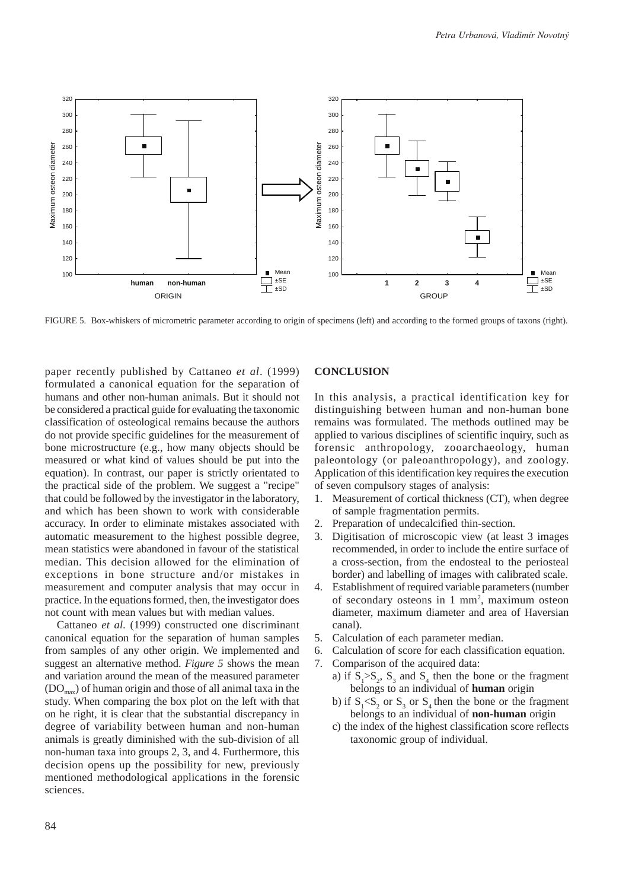FIGURE 5. Box-whiskers of micrometric parameter according to origin of specimens (left) and according to the formed groups of taxons (right).

paper recently published by Cattaneo *et al*. (1999) formulated a canonical equation for the separation of humans and other non-human animals. But it should not be considered a practical guide for evaluating the taxonomic classification of osteological remains because the authors do not provide specific guidelines for the measurement of bone microstructure (e.g., how many objects should be measured or what kind of values should be put into the equation). In contrast, our paper is strictly orientated to the practical side of the problem. We suggest a "recipe" that could be followed by the investigator in the laboratory, and which has been shown to work with considerable accuracy. In order to eliminate mistakes associated with automatic measurement to the highest possible degree, mean statistics were abandoned in favour of the statistical median. This decision allowed for the elimination of exceptions in bone structure and/or mistakes in measurement and computer analysis that may occur in practice. In the equations formed, then, the investigator does not count with mean values but with median values.

Cattaneo *et al.* (1999) constructed one discriminant canonical equation for the separation of human samples from samples of any other origin. We implemented and suggest an alternative method. *Figure 5* shows the mean and variation around the mean of the measured parameter ($DO_{max}$) of human origin and those of all animal taxa in the study. When comparing the box plot on the left with that on he right, it is clear that the substantial discrepancy in degree of variability between human and non-human animals is greatly diminished with the sub-division of all non-human taxa into groups 2, 3, and 4. Furthermore, this decision opens up the possibility for new, previously mentioned methodological applications in the forensic sciences.

## CONCLUSION

In this analysis, a practical identification key for distinguishing between human and non-human bone remains was formulated. The methods outlined may be applied to various disciplines of scientific inquiry, such as forensic anthropology, zooarchaeology, human paleontology (or paleoanthropology), and zoology. Application of this identification key requires the execution of seven compulsory stages of analysis:

1. Measurement of cortical thickness (CT), when degree of sample fragmentation permits.
2. Preparation of undecalcified thin-section.
3. Digitisation of microscopic view (at least 3 images recommended, in order to include the entire surface of a cross-section, from the endosteal to the periosteal border) and labelling of images with calibrated scale.
4. Establishment of required variable parameters (number of secondary osteons in 1 mm$^2$, maximum osteon diameter, maximum diameter and area of Haversian canal).
5. Calculation of each parameter median.
6. Calculation of score for each classification equation.
7. Comparison of the acquired data:
   a) if $S_1 > S_2$, $S_3$ and $S_4$ then the bone or the fragment belongs to an individual of **human** origin
   b) if $S_1 < S_2$ or $S_3$ or $S_4$ then the bone or the fragment belongs to an individual of **non-human** origin
   c) the index of the highest classification score reflects taxonomic group of individual.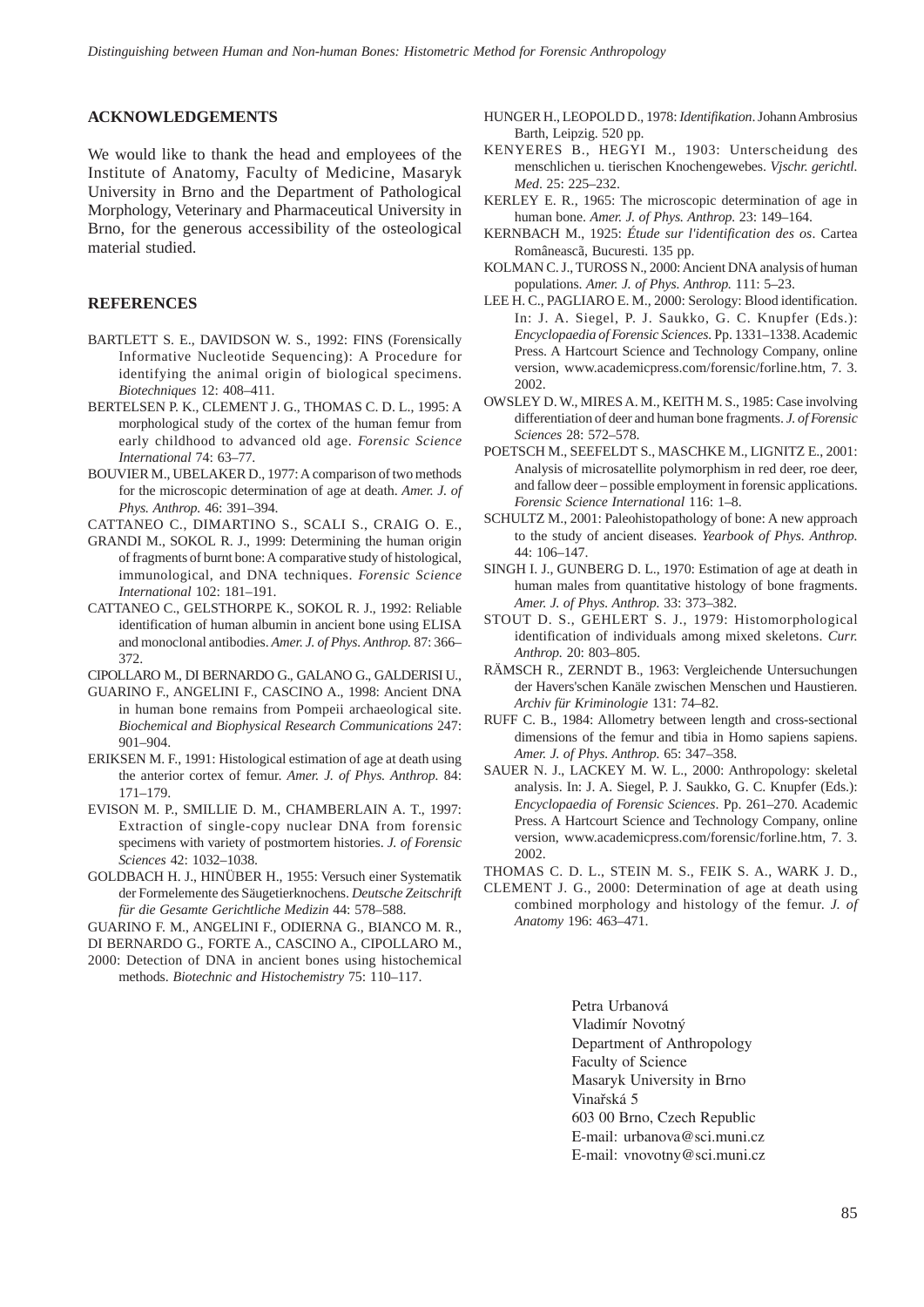## ACKNOWLEDGEMENTS

We would like to thank the head and employees of the Institute of Anatomy, Faculty of Medicine, Masaryk University in Brno and the Department of Pathological Morphology, Veterinary and Pharmaceutical University in Brno, for the generous accessibility of the osteological material studied.

## REFERENCES

BARTLETT S. E., DAVIDSON W. S., 1992: FINS (Forensically Informative Nucleotide Sequencing): A Procedure for identifying the animal origin of biological specimens. *Biotechniques* 12: 408–411.

BERTELSEN P. K., CLEMENT J. G., THOMAS C. D. L., 1995: A morphological study of the cortex of the human femur from early childhood to advanced old age. *Forensic Science International* 74: 63–77.

BOUVIER M., UBELAKER D., 1977: A comparison of two methods for the microscopic determination of age at death. *Amer. J. of Phys. Anthrop.* 46: 391–394.

CATTANEO C., DIMARTINO S., SCALI S., CRAIG O. E., GRANDI M., SOKOL R. J., 1999: Determining the human origin of fragments of burnt bone: A comparative study of histological, immunological, and DNA techniques. *Forensic Science International* 102: 181–191.

CATTANEO C., GELSTHORPE K., SOKOL R. J., 1992: Reliable identification of human albumin in ancient bone using ELISA and monoclonal antibodies. *Amer. J. of Phys. Anthrop.* 87: 366–372.

CIPOLLARO M., DI BERNARDO G., GALANO G., GALDERISI U., GUARINO F., ANGELINI F., CASCINO A., 1998: Ancient DNA in human bone remains from Pompeii archaeological site. *Biochemical and Biophysical Research Communications* 247: 901–904.

ERIKSEN M. F., 1991: Histological estimation of age at death using the anterior cortex of femur. *Amer. J. of Phys. Anthrop.* 84: 171–179.

EVISON M. P., SMILLIE D. M., CHAMBERLAIN A. T., 1997: Extraction of single-copy nuclear DNA from forensic specimens with variety of postmortem histories. *J. of Forensic Sciences* 42: 1032–1038.

GOLDBACH H. J., HINÜBER H., 1955: Versuch einer Systematik der Formelemente des Säugetierknochens. *Deutsche Zeitschrift für die Gesamte Gerichtliche Medizin* 44: 578–588.

GUARINO F. M., ANGELINI F., ODIERNA G., BIANCO M. R., DI BERNARDO G., FORTE A., CASCINO A., CIPOLLARO M., 2000: Detection of DNA in ancient bones using histochemical methods. *Biotechnic and Histochemistry* 75: 110–117.

HUNGER H., LEOPOLD D., 1978: *Identifikation*. Johann Ambrosius Barth, Leipzig. 520 pp.

KENYERES B., HEGYI M., 1903: Unterscheidung des menschlichen u. tierischen Knochengewebes. *Vjschr. gerichtl. Med.* 25: 225–232.

KERLEY E. R., 1965: The microscopic determination of age in human bone. *Amer. J. of Phys. Anthrop.* 23: 149–164.

KERNBACH M., 1925: *Étude sur l'identification des os*. Cartea Româneascã, Bucuresti. 135 pp.

KOLMAN C. J., TUROSS N., 2000: Ancient DNA analysis of human populations. *Amer. J. of Phys. Anthrop.* 111: 5–23.

LEE H. C., PAGLIARO E. M., 2000: Serology: Blood identification. In: J. A. Siegel, P. J. Saukko, G. C. Knupfer (Eds.): *Encyclopaedia of Forensic Sciences*. Pp. 1331–1338. Academic Press. A Hartcourt Science and Technology Company, online version, www.academicpress.com/forensic/forline.htm, 7. 3. 2002.

OWSLEY D. W., MIRES A. M., KEITH M. S., 1985: Case involving differentiation of deer and human bone fragments. *J. of Forensic Sciences* 28: 572–578.

POETSCH M., SEEFELDT S., MASCHKE M., LIGNITZ E., 2001: Analysis of microsatellite polymorphism in red deer, roe deer, and fallow deer – possible employment in forensic applications. *Forensic Science International* 116: 1–8.

SCHULTZ M., 2001: Paleohistopathology of bone: A new approach to the study of ancient diseases. *Yearbook of Phys. Anthrop.* 44: 106–147.

SINGH I. J., GUNBERG D. L., 1970: Estimation of age at death in human males from quantitative histology of bone fragments. *Amer. J. of Phys. Anthrop.* 33: 373–382.

STOUT D. S., GEHLERT S. J., 1979: Histomorphological identification of individuals among mixed skeletons. *Curr. Anthrop.* 20: 803–805.

RÄMSCH R., ZERNDT B., 1963: Vergleichende Untersuchungen der Havers'schen Kanäle zwischen Menschen und Haustieren. *Archiv für Kriminologie* 131: 74–82.

RUFF C. B., 1984: Allometry between length and cross-sectional dimensions of the femur and tibia in Homo sapiens sapiens. *Amer. J. of Phys. Anthrop.* 65: 347–358.

SAUER N. J., LACKEY M. W. L., 2000: Anthropology: skeletal analysis. In: J. A. Siegel, P. J. Saukko, G. C. Knupfer (Eds.): *Encyclopaedia of Forensic Sciences*. Pp. 261–270. Academic Press. A Hartcourt Science and Technology Company, online version, www.academicpress.com/forensic/forline.htm, 7. 3. 2002.

THOMAS C. D. L., STEIN M. S., FEIK S. A., WARK J. D., CLEMENT J. G., 2000: Determination of age at death using combined morphology and histology of the femur. *J. of Anatomy* 196: 463–471.

Petra Urbanová
Vladimír Novotný
Department of Anthropology
Faculty of Science
Masaryk University in Brno
Vinařská 5
603 00 Brno, Czech Republic
E-mail: urbanova@sci.muni.cz
E-mail: vnovotny@sci.muni.cz